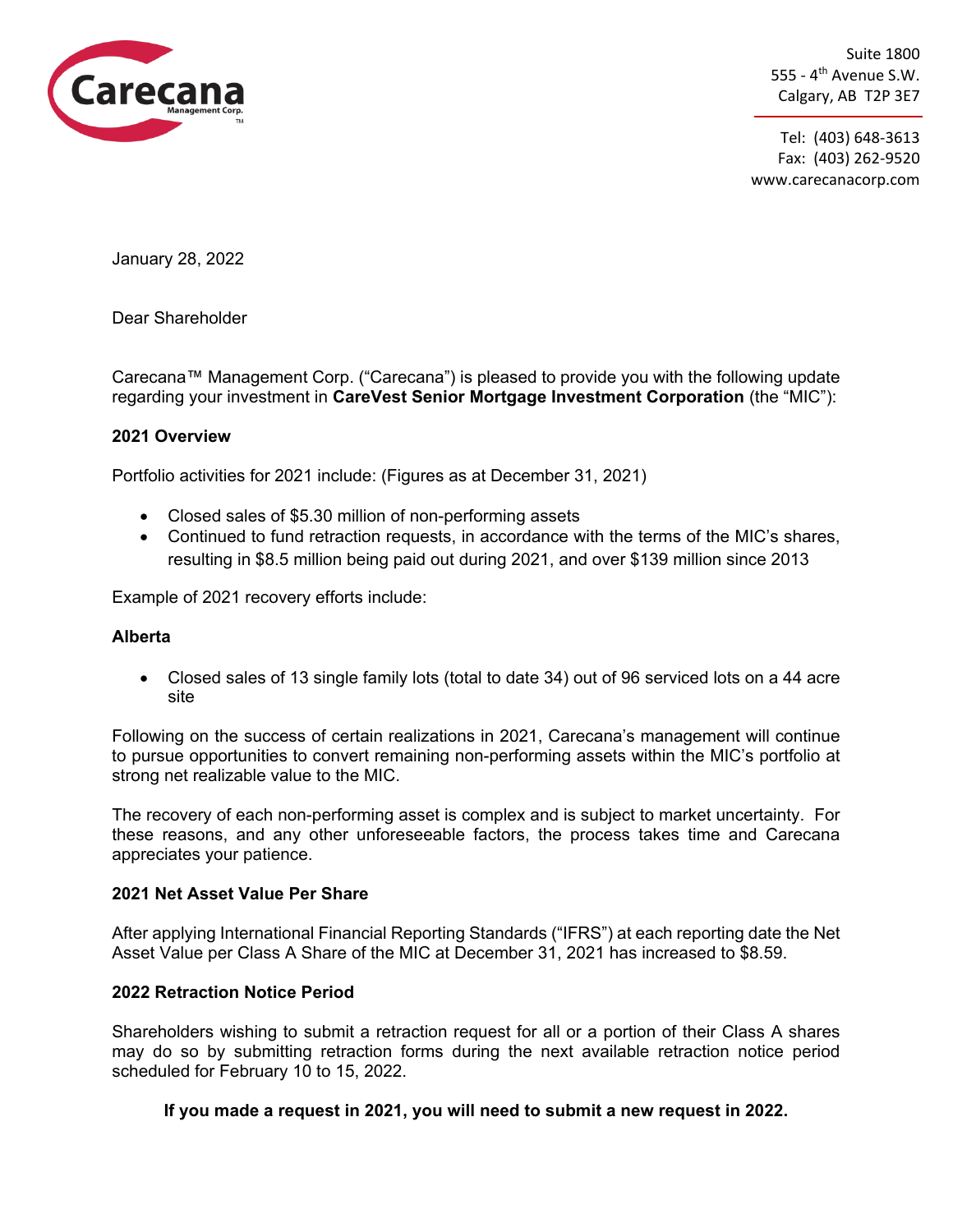Carecana Management Corp.™

Suite 1800
555 - 4th Avenue S.W.
Calgary, AB T2P 3E7

Tel: (403) 648-3613
Fax: (403) 262-9520
www.carecanacorp.com

January 28, 2022

Dear Shareholder

Carecana™ Management Corp. ("Carecana") is pleased to provide you with the following update regarding your investment in **CareVest Senior Mortgage Investment Corporation** (the "MIC"):

**2021 Overview**

Portfolio activities for 2021 include: (Figures as at December 31, 2021)

- Closed sales of $5.30 million of non-performing assets
- Continued to fund retraction requests, in accordance with the terms of the MIC's shares, resulting in $8.5 million being paid out during 2021, and over $139 million since 2013

Example of 2021 recovery efforts include:

**Alberta**

- Closed sales of 13 single family lots (total to date 34) out of 96 serviced lots on a 44 acre site

Following on the success of certain realizations in 2021, Carecana's management will continue to pursue opportunities to convert remaining non-performing assets within the MIC's portfolio at strong net realizable value to the MIC.

The recovery of each non-performing asset is complex and is subject to market uncertainty. For these reasons, and any other unforeseeable factors, the process takes time and Carecana appreciates your patience.

**2021 Net Asset Value Per Share**

After applying International Financial Reporting Standards ("IFRS") at each reporting date the Net Asset Value per Class A Share of the MIC at December 31, 2021 has increased to $8.59.

**2022 Retraction Notice Period**

Shareholders wishing to submit a retraction request for all or a portion of their Class A shares may do so by submitting retraction forms during the next available retraction notice period scheduled for February 10 to 15, 2022.

**If you made a request in 2021, you will need to submit a new request in 2022.**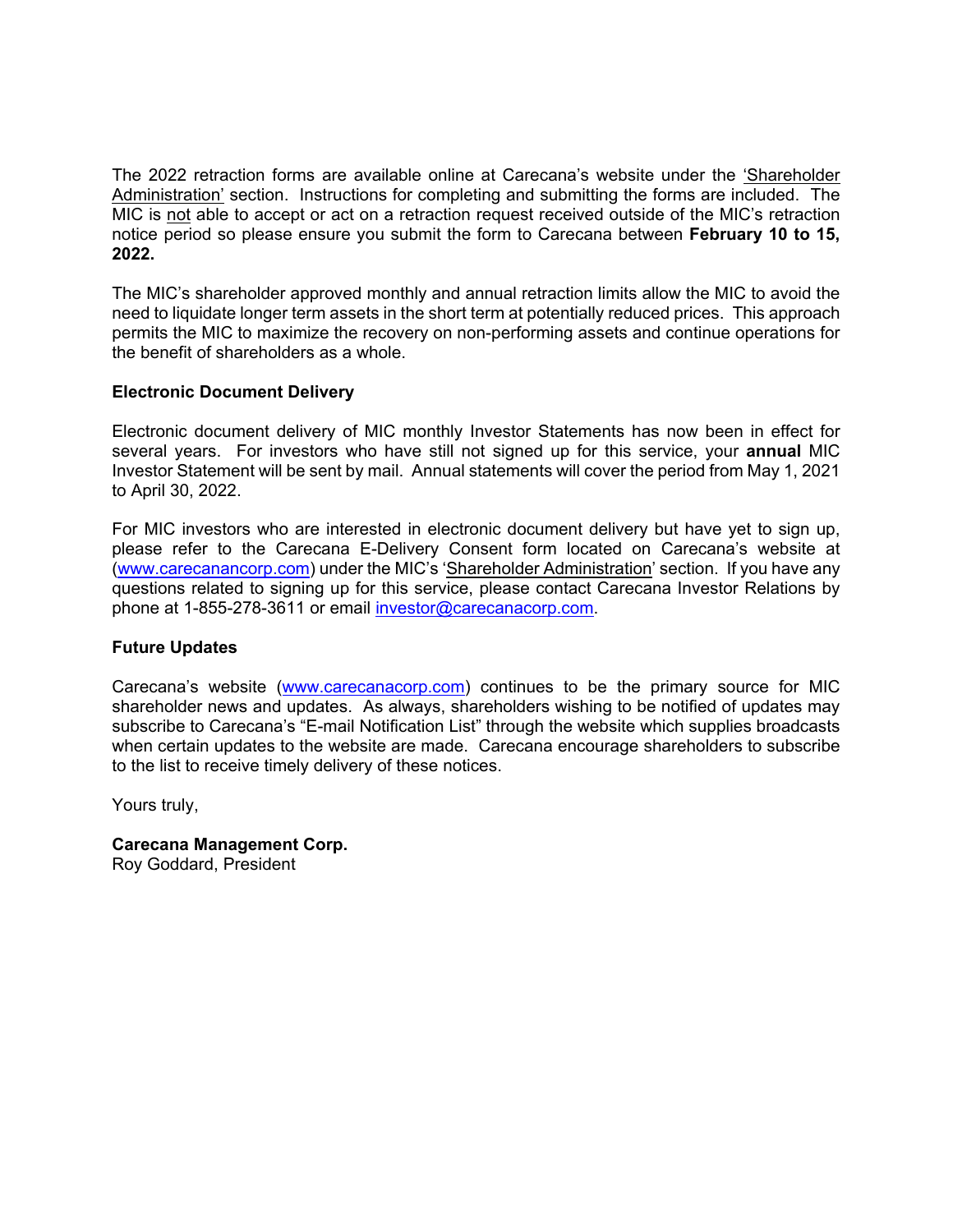The 2022 retraction forms are available online at Carecana's website under the 'Shareholder Administration' section. Instructions for completing and submitting the forms are included. The MIC is not able to accept or act on a retraction request received outside of the MIC's retraction notice period so please ensure you submit the form to Carecana between **February 10 to 15, 2022.**

The MIC's shareholder approved monthly and annual retraction limits allow the MIC to avoid the need to liquidate longer term assets in the short term at potentially reduced prices. This approach permits the MIC to maximize the recovery on non-performing assets and continue operations for the benefit of shareholders as a whole.

**Electronic Document Delivery**

Electronic document delivery of MIC monthly Investor Statements has now been in effect for several years. For investors who have still not signed up for this service, your **annual** MIC Investor Statement will be sent by mail. Annual statements will cover the period from May 1, 2021 to April 30, 2022.

For MIC investors who are interested in electronic document delivery but have yet to sign up, please refer to the Carecana E-Delivery Consent form located on Carecana's website at (www.carecanancorp.com) under the MIC's 'Shareholder Administration' section. If you have any questions related to signing up for this service, please contact Carecana Investor Relations by phone at 1-855-278-3611 or email investor@carecanacorp.com.

**Future Updates**

Carecana's website (www.carecanacorp.com) continues to be the primary source for MIC shareholder news and updates. As always, shareholders wishing to be notified of updates may subscribe to Carecana's "E-mail Notification List" through the website which supplies broadcasts when certain updates to the website are made. Carecana encourage shareholders to subscribe to the list to receive timely delivery of these notices.

Yours truly,

**Carecana Management Corp.**
Roy Goddard, President